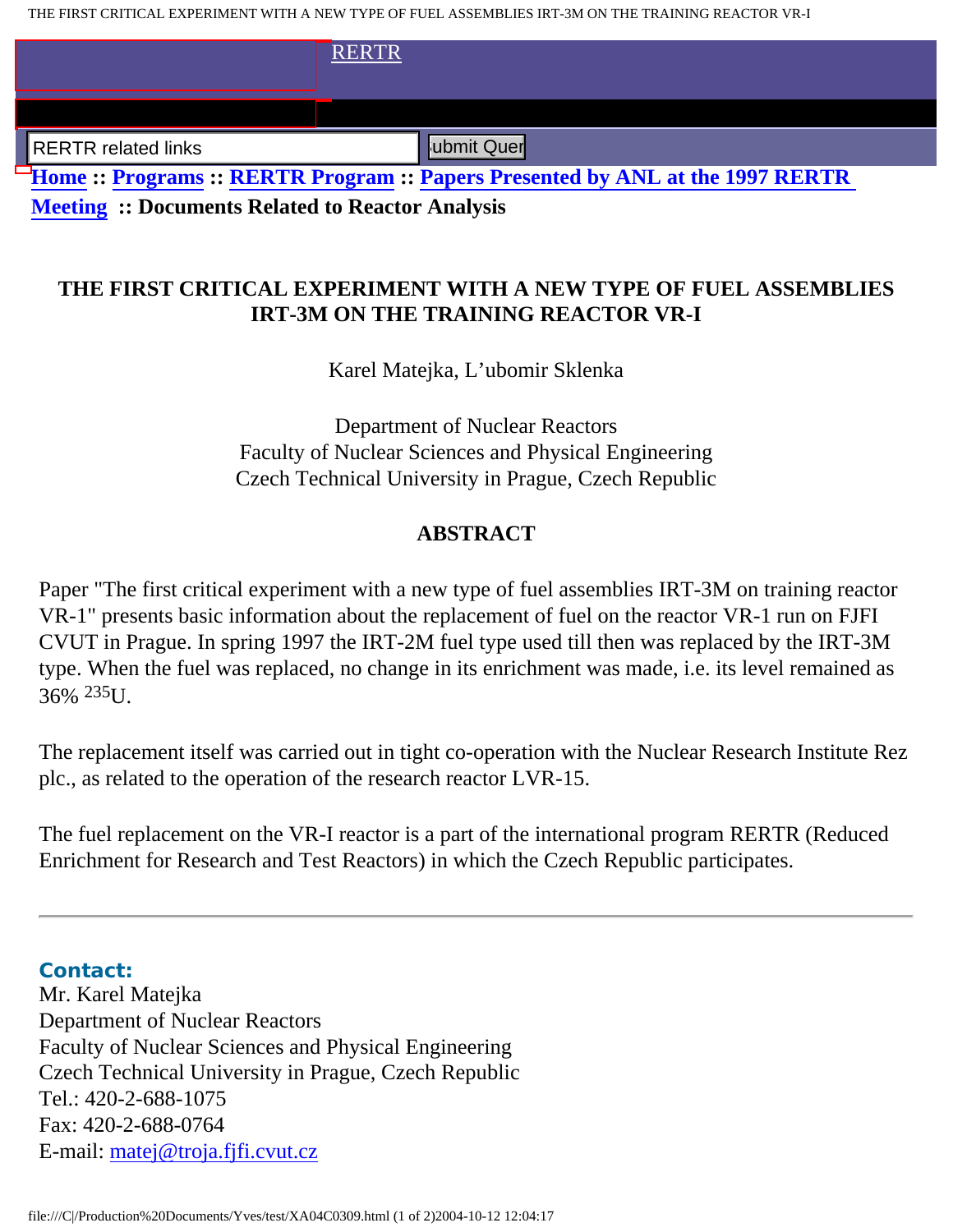RERTR

RERTR related links

**Home :: Programs :: RERTR Program :: Papers Presented by ANL at the 1997 RERTR Meeting :: Documents Related to Reactor Analysis**

# THE FIRST CRITICAL EXPERIMENT WITH A NEW TYPE OF FUEL ASSEMBLIES IRT-3M ON THE TRAINING REACTOR VR-I

Karel Matejka, L'ubomir Sklenka

Department of Nuclear Reactors
Faculty of Nuclear Sciences and Physical Engineering
Czech Technical University in Prague, Czech Republic

## ABSTRACT

Paper "The first critical experiment with a new type of fuel assemblies IRT-3M on training reactor VR-1" presents basic information about the replacement of fuel on the reactor VR-1 run on FJFI CVUT in Prague. In spring 1997 the IRT-2M fuel type used till then was replaced by the IRT-3M type. When the fuel was replaced, no change in its enrichment was made, i.e. its level remained as 36% $^{235}$U.

The replacement itself was carried out in tight co-operation with the Nuclear Research Institute Rez plc., as related to the operation of the research reactor LVR-15.

The fuel replacement on the VR-I reactor is a part of the international program RERTR (Reduced Enrichment for Research and Test Reactors) in which the Czech Republic participates.

---

**Contact:**
Mr. Karel Matejka
Department of Nuclear Reactors
Faculty of Nuclear Sciences and Physical Engineering
Czech Technical University in Prague, Czech Republic
Tel.: 420-2-688-1075
Fax: 420-2-688-0764
E-mail: matej@troja.fjfi.cvut.cz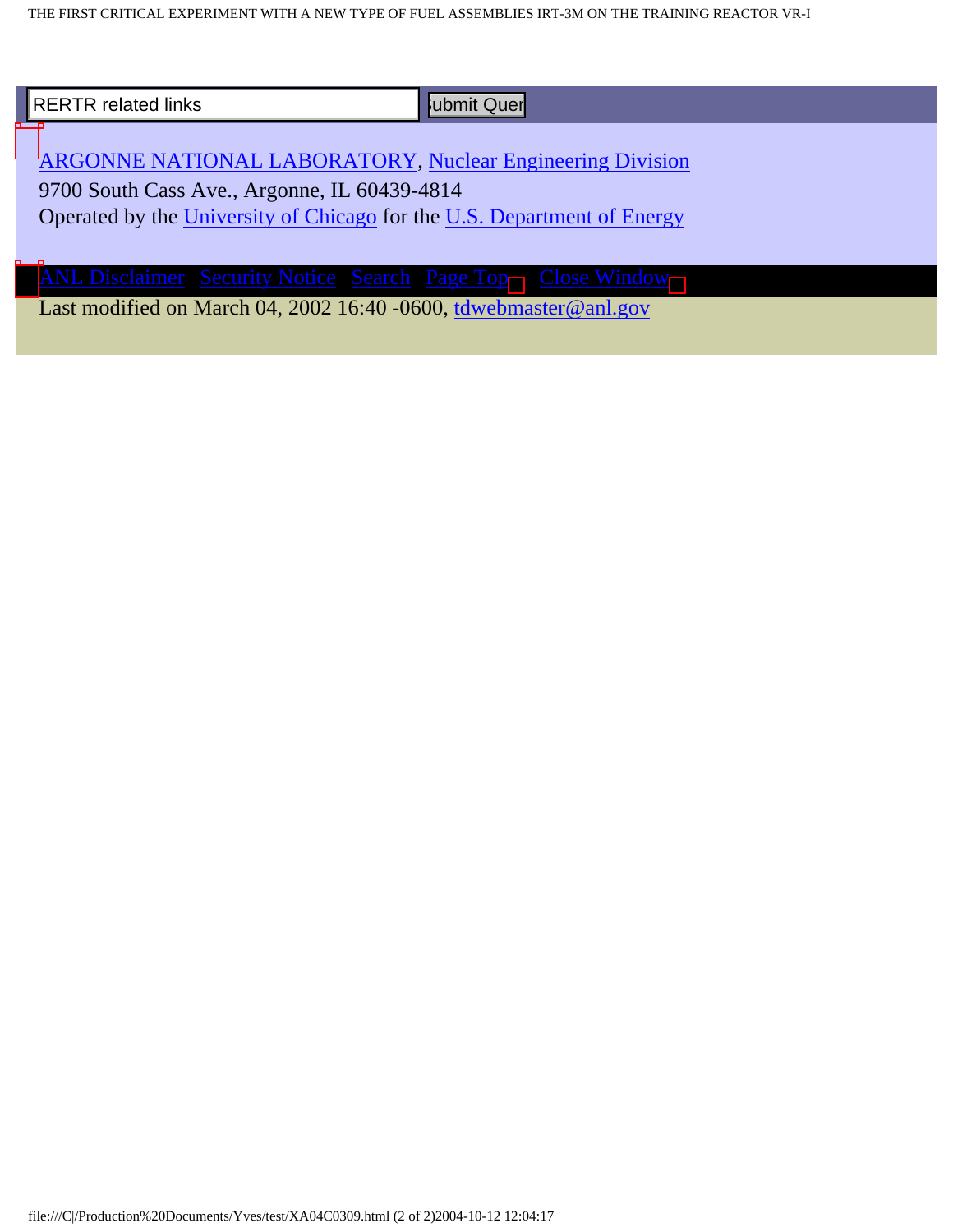RERTR related links | Submit Query

ARGONNE NATIONAL LABORATORY, Nuclear Engineering Division

9700 South Cass Ave., Argonne, IL 60439-4814

Operated by the University of Chicago for the U.S. Department of Energy

ANL Disclaimer Security Notice Search Page Top Close Window

Last modified on March 04, 2002 16:40 -0600, tdwebmaster@anl.gov